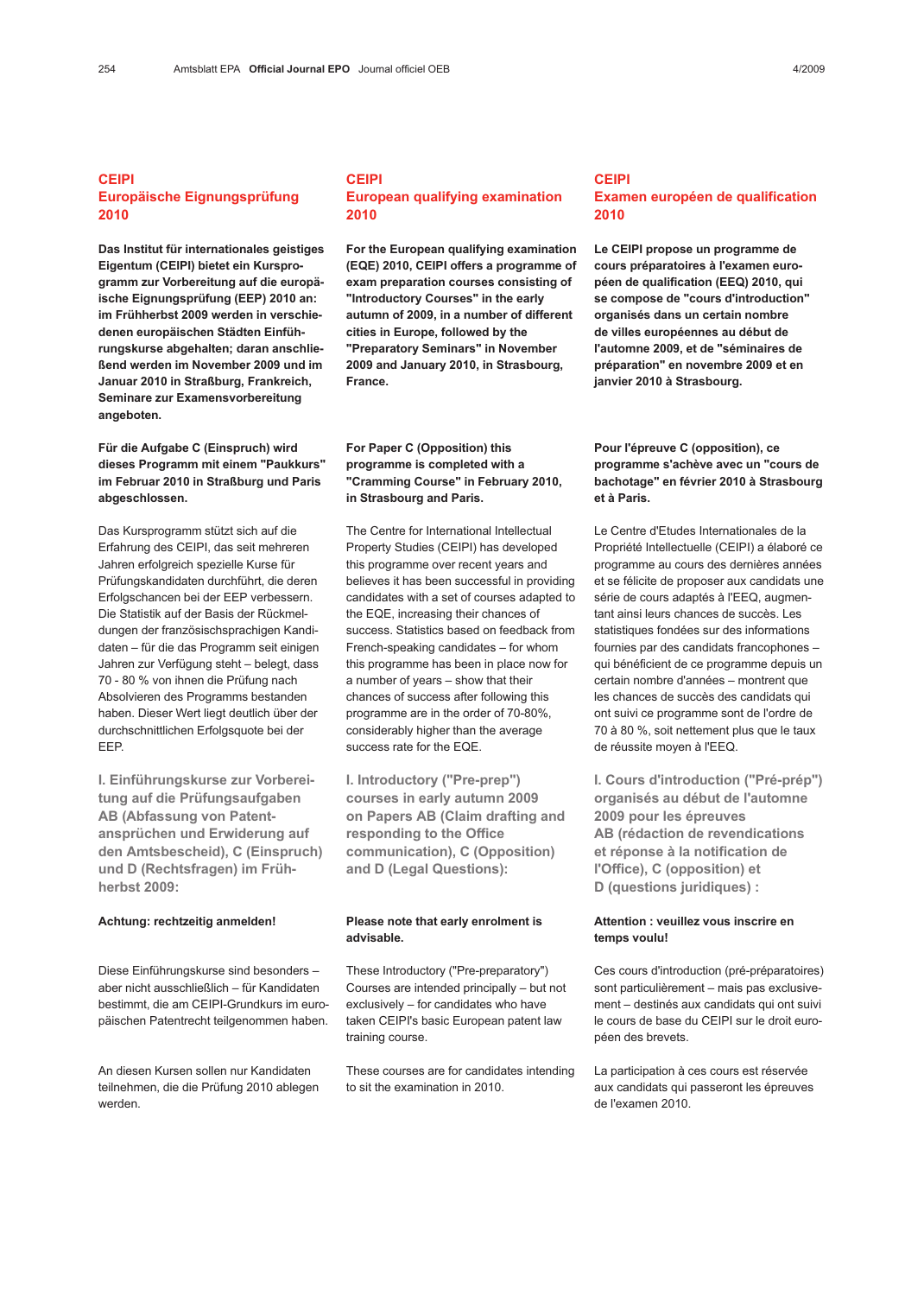## CEIPI
## Europäische Eignungsprüfung 2010

**Das Institut für internationales geistiges Eigentum (CEIPI) bietet ein Kursprogramm zur Vorbereitung auf die europäische Eignungsprüfung (EEP) 2010 an: im Frühherbst 2009 werden in verschiedenen europäischen Städten Einführungskurse abgehalten; daran anschließend werden im November 2009 und im Januar 2010 in Straßburg, Frankreich, Seminare zur Examensvorbereitung angeboten.**

**Für die Aufgabe C (Einspruch) wird dieses Programm mit einem "Paukkurs" im Februar 2010 in Straßburg und Paris abgeschlossen.**

Das Kursprogramm stützt sich auf die Erfahrung des CEIPI, das seit mehreren Jahren erfolgreich spezielle Kurse für Prüfungskandidaten durchführt, die deren Erfolgschancen bei der EEP verbessern. Die Statistik auf der Basis der Rückmeldungen der französischsprachigen Kandidaten – für die das Programm seit einigen Jahren zur Verfügung steht – belegt, dass 70 - 80 % von ihnen die Prüfung nach Absolvieren des Programms bestanden haben. Dieser Wert liegt deutlich über der durchschnittlichen Erfolgsquote bei der EEP.

### I. Einführungskurse zur Vorbereitung auf die Prüfungsaufgaben AB (Abfassung von Patentansprüchen und Erwiderung auf den Amtsbescheid), C (Einspruch) und D (Rechtsfragen) im Frühherbst 2009:

**Achtung: rechtzeitig anmelden!**

Diese Einführungskurse sind besonders – aber nicht ausschließlich – für Kandidaten bestimmt, die am CEIPI-Grundkurs im europäischen Patentrecht teilgenommen haben.

An diesen Kursen sollen nur Kandidaten teilnehmen, die die Prüfung 2010 ablegen werden.

## CEIPI
## European qualifying examination 2010

**For the European qualifying examination (EQE) 2010, CEIPI offers a programme of exam preparation courses consisting of "Introductory Courses" in the early autumn of 2009, in a number of different cities in Europe, followed by the "Preparatory Seminars" in November 2009 and January 2010, in Strasbourg, France.**

**For Paper C (Opposition) this programme is completed with a "Cramming Course" in February 2010, in Strasbourg and Paris.**

The Centre for International Intellectual Property Studies (CEIPI) has developed this programme over recent years and believes it has been successful in providing candidates with a set of courses adapted to the EQE, increasing their chances of success. Statistics based on feedback from French-speaking candidates – for whom this programme has been in place now for a number of years – show that their chances of success after following this programme are in the order of 70-80%, considerably higher than the average success rate for the EQE.

### I. Introductory ("Pre-prep") courses in early autumn 2009 on Papers AB (Claim drafting and responding to the Office communication), C (Opposition) and D (Legal Questions):

**Please note that early enrolment is advisable.**

These Introductory ("Pre-preparatory") Courses are intended principally – but not exclusively – for candidates who have taken CEIPI's basic European patent law training course.

These courses are for candidates intending to sit the examination in 2010.

## CEIPI
## Examen européen de qualification 2010

**Le CEIPI propose un programme de cours préparatoires à l'examen européen de qualification (EEQ) 2010, qui se compose de "cours d'introduction" organisés dans un certain nombre de villes européennes au début de l'automne 2009, et de "séminaires de préparation" en novembre 2009 et en janvier 2010 à Strasbourg.**

**Pour l'épreuve C (opposition), ce programme s'achève avec un "cours de bachotage" en février 2010 à Strasbourg et à Paris.**

Le Centre d'Etudes Internationales de la Propriété Intellectuelle (CEIPI) a élaboré ce programme au cours des dernières années et se félicite de proposer aux candidats une série de cours adaptés à l'EEQ, augmentant ainsi leurs chances de succès. Les statistiques fondées sur des informations fournies par des candidats francophones – qui bénéficient de ce programme depuis un certain nombre d'années – montrent que les chances de succès des candidats qui ont suivi ce programme sont de l'ordre de 70 à 80 %, soit nettement plus que le taux de réussite moyen à l'EEQ.

### I. Cours d'introduction ("Pré-prép") organisés au début de l'automne 2009 pour les épreuves AB (rédaction de revendications et réponse à la notification de l'Office), C (opposition) et D (questions juridiques) :

**Attention : veuillez vous inscrire en temps voulu!**

Ces cours d'introduction (pré-préparatoires) sont particulièrement – mais pas exclusivement – destinés aux candidats qui ont suivi le cours de base du CEIPI sur le droit européen des brevets.

La participation à ces cours est réservée aux candidats qui passeront les épreuves de l'examen 2010.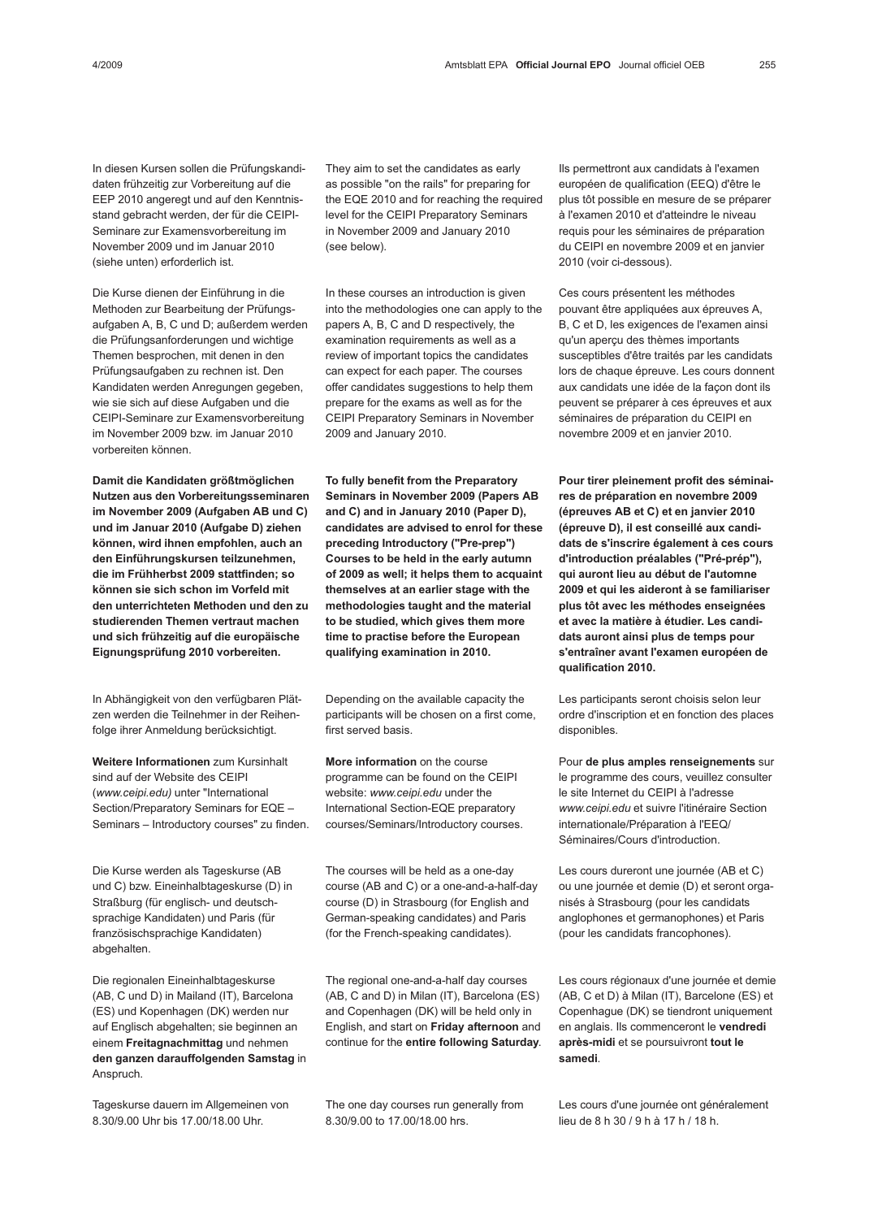In diesen Kursen sollen die Prüfungskandidaten frühzeitig zur Vorbereitung auf die EEP 2010 angeregt und auf den Kenntnisstand gebracht werden, der für die CEIPI-Seminare zur Examensvorbereitung im November 2009 und im Januar 2010 (siehe unten) erforderlich ist.

Die Kurse dienen der Einführung in die Methoden zur Bearbeitung der Prüfungsaufgaben A, B, C und D; außerdem werden die Prüfungsanforderungen und wichtige Themen besprochen, mit denen in den Prüfungsaufgaben zu rechnen ist. Den Kandidaten werden Anregungen gegeben, wie sie sich auf diese Aufgaben und die CEIPI-Seminare zur Examensvorbereitung im November 2009 bzw. im Januar 2010 vorbereiten können.

**Damit die Kandidaten größtmöglichen Nutzen aus den Vorbereitungsseminaren im November 2009 (Aufgaben AB und C) und im Januar 2010 (Aufgabe D) ziehen können, wird ihnen empfohlen, auch an den Einführungskursen teilzunehmen, die im Frühherbst 2009 stattfinden; so können sie sich schon im Vorfeld mit den unterrichteten Methoden und den zu studierenden Themen vertraut machen und sich frühzeitig auf die europäische Eignungsprüfung 2010 vorbereiten.**

In Abhängigkeit von den verfügbaren Plätzen werden die Teilnehmer in der Reihenfolge ihrer Anmeldung berücksichtigt.

**Weitere Informationen** zum Kursinhalt sind auf der Website des CEIPI (*www.ceipi.edu)* unter "International Section/Preparatory Seminars for EQE – Seminars – Introductory courses" zu finden.

Die Kurse werden als Tageskurse (AB und C) bzw. Eineinhalbtageskurse (D) in Straßburg (für englisch- und deutschsprachige Kandidaten) und Paris (für französischsprachige Kandidaten) abgehalten.

Die regionalen Eineinhalbtageskurse (AB, C und D) in Mailand (IT), Barcelona (ES) und Kopenhagen (DK) werden nur auf Englisch abgehalten; sie beginnen an einem **Freitagnachmittag** und nehmen **den ganzen darauffolgenden Samstag** in Anspruch.

Tageskurse dauern im Allgemeinen von 8.30/9.00 Uhr bis 17.00/18.00 Uhr.

They aim to set the candidates as early as possible "on the rails" for preparing for the EQE 2010 and for reaching the required level for the CEIPI Preparatory Seminars in November 2009 and January 2010 (see below).

In these courses an introduction is given into the methodologies one can apply to the papers A, B, C and D respectively, the examination requirements as well as a review of important topics the candidates can expect for each paper. The courses offer candidates suggestions to help them prepare for the exams as well as for the CEIPI Preparatory Seminars in November 2009 and January 2010.

**To fully benefit from the Preparatory Seminars in November 2009 (Papers AB and C) and in January 2010 (Paper D), candidates are advised to enrol for these preceding Introductory ("Pre-prep") Courses to be held in the early autumn of 2009 as well; it helps them to acquaint themselves at an earlier stage with the methodologies taught and the material to be studied, which gives them more time to practise before the European qualifying examination in 2010.**

Depending on the available capacity the participants will be chosen on a first come, first served basis.

**More information** on the course programme can be found on the CEIPI website: *www.ceipi.edu* under the International Section-EQE preparatory courses/Seminars/Introductory courses.

The courses will be held as a one-day course (AB and C) or a one-and-a-half-day course (D) in Strasbourg (for English and German-speaking candidates) and Paris (for the French-speaking candidates).

The regional one-and-a-half day courses (AB, C and D) in Milan (IT), Barcelona (ES) and Copenhagen (DK) will be held only in English, and start on **Friday afternoon** and continue for the **entire following Saturday**.

The one day courses run generally from 8.30/9.00 to 17.00/18.00 hrs.

Ils permettront aux candidats à l'examen européen de qualification (EEQ) d'être le plus tôt possible en mesure de se préparer à l'examen 2010 et d'atteindre le niveau requis pour les séminaires de préparation du CEIPI en novembre 2009 et en janvier 2010 (voir ci-dessous).

Ces cours présentent les méthodes pouvant être appliquées aux épreuves A, B, C et D, les exigences de l'examen ainsi qu'un aperçu des thèmes importants susceptibles d'être traités par les candidats lors de chaque épreuve. Les cours donnent aux candidats une idée de la façon dont ils peuvent se préparer à ces épreuves et aux séminaires de préparation du CEIPI en novembre 2009 et en janvier 2010.

**Pour tirer pleinement profit des séminaires de préparation en novembre 2009 (épreuves AB et C) et en janvier 2010 (épreuve D), il est conseillé aux candidats de s'inscrire également à ces cours d'introduction préalables ("Pré-prép"), qui auront lieu au début de l'automne 2009 et qui les aideront à se familiariser plus tôt avec les méthodes enseignées et avec la matière à étudier. Les candidats auront ainsi plus de temps pour s'entraîner avant l'examen européen de qualification 2010.**

Les participants seront choisis selon leur ordre d'inscription et en fonction des places disponibles.

Pour **de plus amples renseignements** sur le programme des cours, veuillez consulter le site Internet du CEIPI à l'adresse *www.ceipi.edu* et suivre l'itinéraire Section internationale/Préparation à l'EEQ/ Séminaires/Cours d'introduction.

Les cours dureront une journée (AB et C) ou une journée et demie (D) et seront organisés à Strasbourg (pour les candidats anglophones et germanophones) et Paris (pour les candidats francophones).

Les cours régionaux d'une journée et demie (AB, C et D) à Milan (IT), Barcelone (ES) et Copenhague (DK) se tiendront uniquement en anglais. Ils commenceront le **vendredi après-midi** et se poursuivront **tout le samedi**.

Les cours d'une journée ont généralement lieu de 8 h 30 / 9 h à 17 h / 18 h.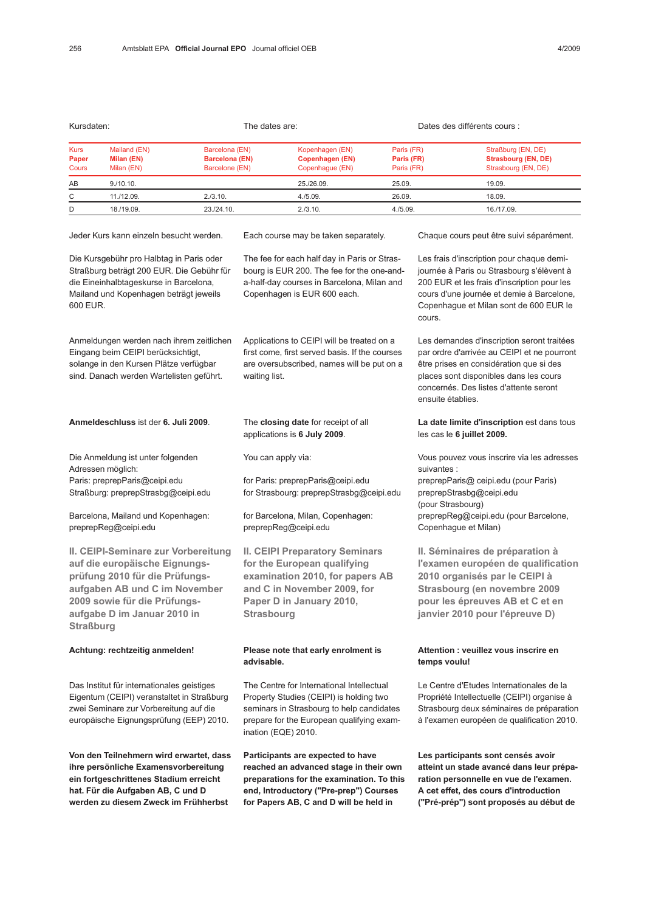Kursdaten:

The dates are:

Dates des différents cours :

| Kurs<br>**Paper**<br>Cours | Mailand (EN)<br>**Milan (EN)**<br>Milan (EN) | Barcelona (EN)<br>**Barcelona (EN)**<br>Barcelone (EN) | Kopenhagen (EN)<br>**Copenhagen (EN)**<br>Copenhague (EN) | Paris (FR)<br>**Paris (FR)**<br>Paris (FR) | Straßburg (EN, DE)<br>**Strasbourg (EN, DE)**<br>Strasbourg (EN, DE) |
|---|---|---|---|---|---|
| AB | 9./10.10. | | 25./26.09. | 25.09. | 19.09. |
| C | 11./12.09. | 2./3.10. | 4./5.09. | 26.09. | 18.09. |
| D | 18./19.09. | 23./24.10. | 2./3.10. | 4./5.09. | 16./17.09. |

Jeder Kurs kann einzeln besucht werden.

Each course may be taken separately.

Chaque cours peut être suivi séparément.

Die Kursgebühr pro Halbtag in Paris oder Straßburg beträgt 200 EUR. Die Gebühr für die Eineinhalbtageskurse in Barcelona, Mailand und Kopenhagen beträgt jeweils 600 EUR.

The fee for each half day in Paris or Strasbourg is EUR 200. The fee for the one-and-a-half-day courses in Barcelona, Milan and Copenhagen is EUR 600 each.

Les frais d'inscription pour chaque demi-journée à Paris ou Strasbourg s'élèvent à 200 EUR et les frais d'inscription pour les cours d'une journée et demie à Barcelone, Copenhague et Milan sont de 600 EUR le cours.

Anmeldungen werden nach ihrem zeitlichen Eingang beim CEIPI berücksichtigt, solange in den Kursen Plätze verfügbar sind. Danach werden Wartelisten geführt.

Applications to CEIPI will be treated on a first come, first served basis. If the courses are oversubscribed, names will be put on a waiting list.

Les demandes d'inscription seront traitées par ordre d'arrivée au CEIPI et ne pourront être prises en considération que si des places sont disponibles dans les cours concernés. Des listes d'attente seront ensuite établies.

**Anmeldeschluss** ist der **6. Juli 2009**.

The **closing date** for receipt of all applications is **6 July 2009**.

**La date limite d'inscription** est dans tous les cas le **6 juillet 2009.**

Die Anmeldung ist unter folgenden Adressen möglich:
Paris: preprepParis@ceipi.edu
Straßburg: preprepStrasbg@ceipi.edu

Barcelona, Mailand und Kopenhagen:
preprepReg@ceipi.edu

You can apply via:

for Paris: preprepParis@ceipi.edu
for Strasbourg: preprepStrasbg@ceipi.edu

for Barcelona, Milan, Copenhagen:
preprepReg@ceipi.edu

Vous pouvez vous inscrire via les adresses suivantes :
preprepParis@ ceipi.edu (pour Paris)
preprepStrasbg@ceipi.edu
(pour Strasbourg)
preprepReg@ceipi.edu (pour Barcelone, Copenhague et Milan)

## II. CEIPI-Seminare zur Vorbereitung auf die europäische Eignungsprüfung 2010 für die Prüfungsaufgaben AB und C im November 2009 sowie für die Prüfungsaufgabe D im Januar 2010 in Straßburg

## II. CEIPI Preparatory Seminars for the European qualifying examination 2010, for papers AB and C in November 2009, for Paper D in January 2010, Strasbourg

## II. Séminaires de préparation à l'examen européen de qualification 2010 organisés par le CEIPI à Strasbourg (en novembre 2009 pour les épreuves AB et C et en janvier 2010 pour l'épreuve D)

**Achtung: rechtzeitig anmelden!**

**Please note that early enrolment is advisable.**

**Attention : veuillez vous inscrire en temps voulu!**

Das Institut für internationales geistiges Eigentum (CEIPI) veranstaltet in Straßburg zwei Seminare zur Vorbereitung auf die europäische Eignungsprüfung (EEP) 2010.

The Centre for International Intellectual Property Studies (CEIPI) is holding two seminars in Strasbourg to help candidates prepare for the European qualifying examination (EQE) 2010.

Le Centre d'Etudes Internationales de la Propriété Intellectuelle (CEIPI) organise à Strasbourg deux séminaires de préparation à l'examen européen de qualification 2010.

**Von den Teilnehmern wird erwartet, dass ihre persönliche Examensvorbereitung ein fortgeschrittenes Stadium erreicht hat. Für die Aufgaben AB, C und D werden zu diesem Zweck im Frühherbst**

**Participants are expected to have reached an advanced stage in their own preparations for the examination. To this end, Introductory ("Pre-prep") Courses for Papers AB, C and D will be held in**

**Les participants sont censés avoir atteint un stade avancé dans leur préparation personnelle en vue de l'examen. A cet effet, des cours d'introduction ("Pré-prép") sont proposés au début de**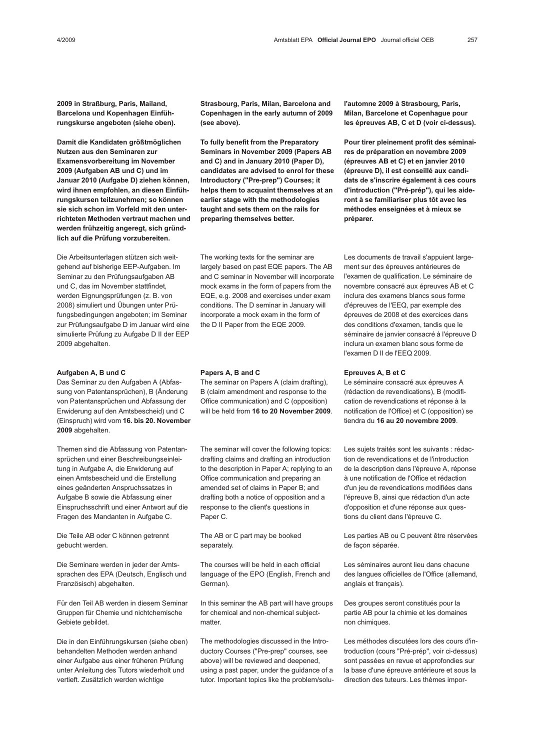**2009 in Straßburg, Paris, Mailand, Barcelona und Kopenhagen Einführungskurse angeboten (siehe oben).**

**Damit die Kandidaten größtmöglichen Nutzen aus den Seminaren zur Examensvorbereitung im November 2009 (Aufgaben AB und C) und im Januar 2010 (Aufgabe D) ziehen können, wird ihnen empfohlen, an diesen Einführungskursen teilzunehmen; so können sie sich schon im Vorfeld mit den unterrichteten Methoden vertraut machen und werden frühzeitig angeregt, sich gründlich auf die Prüfung vorzubereiten.**

Die Arbeitsunterlagen stützen sich weitgehend auf bisherige EEP-Aufgaben. Im Seminar zu den Prüfungsaufgaben AB und C, das im November stattfindet, werden Eignungsprüfungen (z. B. von 2008) simuliert und Übungen unter Prüfungsbedingungen angeboten; im Seminar zur Prüfungsaufgabe D im Januar wird eine simulierte Prüfung zu Aufgabe D II der EEP 2009 abgehalten.

**Aufgaben A, B und C**

Das Seminar zu den Aufgaben A (Abfassung von Patentansprüchen), B (Änderung von Patentansprüchen und Abfassung der Erwiderung auf den Amtsbescheid) und C (Einspruch) wird vom **16. bis 20. November 2009** abgehalten.

Themen sind die Abfassung von Patentansprüchen und einer Beschreibungseinleitung in Aufgabe A, die Erwiderung auf einen Amtsbescheid und die Erstellung eines geänderten Anspruchssatzes in Aufgabe B sowie die Abfassung einer Einspruchsschrift und einer Antwort auf die Fragen des Mandanten in Aufgabe C.

Die Teile AB oder C können getrennt gebucht werden.

Die Seminare werden in jeder der Amtssprachen des EPA (Deutsch, Englisch und Französisch) abgehalten.

Für den Teil AB werden in diesem Seminar Gruppen für Chemie und nichtchemische Gebiete gebildet.

Die in den Einführungskursen (siehe oben) behandelten Methoden werden anhand einer Aufgabe aus einer früheren Prüfung unter Anleitung des Tutors wiederholt und vertieft. Zusätzlich werden wichtige

**Strasbourg, Paris, Milan, Barcelona and Copenhagen in the early autumn of 2009 (see above).**

**To fully benefit from the Preparatory Seminars in November 2009 (Papers AB and C) and in January 2010 (Paper D), candidates are advised to enrol for these Introductory ("Pre-prep") Courses; it helps them to acquaint themselves at an earlier stage with the methodologies taught and sets them on the rails for preparing themselves better.**

The working texts for the seminar are largely based on past EQE papers. The AB and C seminar in November will incorporate mock exams in the form of papers from the EQE, e.g. 2008 and exercises under exam conditions. The D seminar in January will incorporate a mock exam in the form of the D II Paper from the EQE 2009.

**Papers A, B and C**

The seminar on Papers A (claim drafting), B (claim amendment and response to the Office communication) and C (opposition) will be held from **16 to 20 November 2009**.

The seminar will cover the following topics: drafting claims and drafting an introduction to the description in Paper A; replying to an Office communication and preparing an amended set of claims in Paper B; and drafting both a notice of opposition and a response to the client's questions in Paper C.

The AB or C part may be booked separately.

The courses will be held in each official language of the EPO (English, French and German).

In this seminar the AB part will have groups for chemical and non-chemical subject-matter.

The methodologies discussed in the Introductory Courses ("Pre-prep" courses, see above) will be reviewed and deepened, using a past paper, under the guidance of a tutor. Important topics like the problem/solu-

**l'automne 2009 à Strasbourg, Paris, Milan, Barcelone et Copenhague pour les épreuves AB, C et D (voir ci-dessus).**

**Pour tirer pleinement profit des séminaires de préparation en novembre 2009 (épreuves AB et C) et en janvier 2010 (épreuve D), il est conseillé aux candidats de s'inscrire également à ces cours d'introduction ("Pré-prép"), qui les aideront à se familiariser plus tôt avec les méthodes enseignées et à mieux se préparer.**

Les documents de travail s'appuient largement sur des épreuves antérieures de l'examen de qualification. Le séminaire de novembre consacré aux épreuves AB et C inclura des examens blancs sous forme d'épreuves de l'EEQ, par exemple des épreuves de 2008 et des exercices dans des conditions d'examen, tandis que le séminaire de janvier consacré à l'épreuve D inclura un examen blanc sous forme de l'examen D II de l'EEQ 2009.

**Epreuves A, B et C**

Le séminaire consacré aux épreuves A (rédaction de revendications), B (modification de revendications et réponse à la notification de l'Office) et C (opposition) se tiendra du **16 au 20 novembre 2009**.

Les sujets traités sont les suivants : rédaction de revendications et de l'introduction de la description dans l'épreuve A, réponse à une notification de l'Office et rédaction d'un jeu de revendications modifiées dans l'épreuve B, ainsi que rédaction d'un acte d'opposition et d'une réponse aux questions du client dans l'épreuve C.

Les parties AB ou C peuvent être réservées de façon séparée.

Les séminaires auront lieu dans chacune des langues officielles de l'Office (allemand, anglais et français).

Des groupes seront constitués pour la partie AB pour la chimie et les domaines non chimiques.

Les méthodes discutées lors des cours d'introduction (cours "Pré-prép", voir ci-dessus) sont passées en revue et approfondies sur la base d'une épreuve antérieure et sous la direction des tuteurs. Les thèmes impor-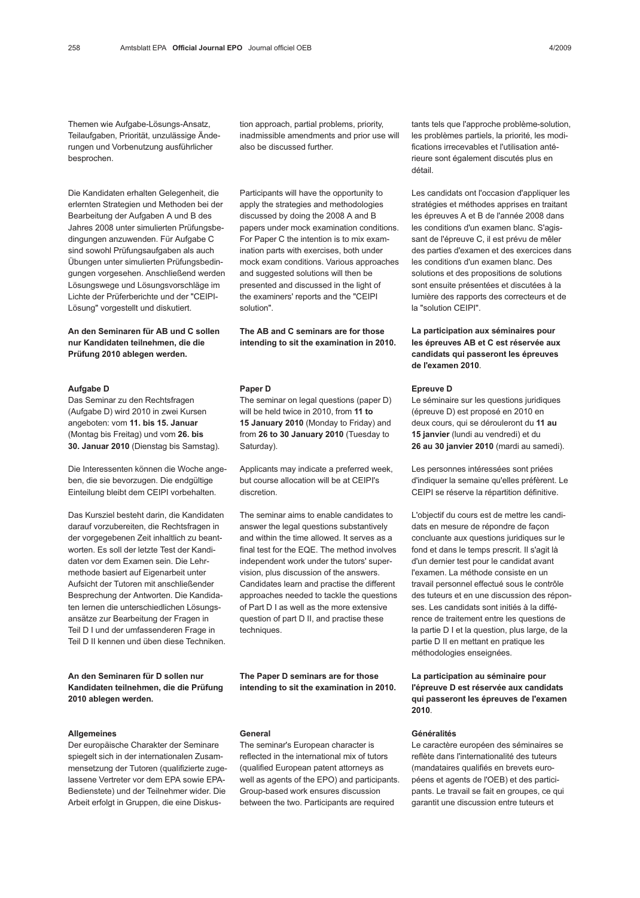Themen wie Aufgabe-Lösungs-Ansatz, Teilaufgaben, Priorität, unzulässige Änderungen und Vorbenutzung ausführlicher besprochen.

Die Kandidaten erhalten Gelegenheit, die erlernten Strategien und Methoden bei der Bearbeitung der Aufgaben A und B des Jahres 2008 unter simulierten Prüfungsbedingungen anzuwenden. Für Aufgabe C sind sowohl Prüfungsaufgaben als auch Übungen unter simulierten Prüfungsbedingungen vorgesehen. Anschließend werden Lösungswege und Lösungsvorschläge im Lichte der Prüferberichte und der "CEIPI-Lösung" vorgestellt und diskutiert.

**An den Seminaren für AB und C sollen nur Kandidaten teilnehmen, die die Prüfung 2010 ablegen werden.**

**Aufgabe D**
Das Seminar zu den Rechtsfragen (Aufgabe D) wird 2010 in zwei Kursen angeboten: vom **11. bis 15. Januar** (Montag bis Freitag) und vom **26. bis 30. Januar 2010** (Dienstag bis Samstag).

Die Interessenten können die Woche angeben, die sie bevorzugen. Die endgültige Einteilung bleibt dem CEIPI vorbehalten.

Das Kursziel besteht darin, die Kandidaten darauf vorzubereiten, die Rechtsfragen in der vorgegebenen Zeit inhaltlich zu beantworten. Es soll der letzte Test der Kandidaten vor dem Examen sein. Die Lehrmethode basiert auf Eigenarbeit unter Aufsicht der Tutoren mit anschließender Besprechung der Antworten. Die Kandidaten lernen die unterschiedlichen Lösungsansätze zur Bearbeitung der Fragen in Teil D I und der umfassenderen Frage in Teil D II kennen und üben diese Techniken.

**An den Seminaren für D sollen nur Kandidaten teilnehmen, die die Prüfung 2010 ablegen werden.**

**Allgemeines**
Der europäische Charakter der Seminare spiegelt sich in der internationalen Zusammensetzung der Tutoren (qualifizierte zugelassene Vertreter vor dem EPA sowie EPA-Bedienstete) und der Teilnehmer wider. Die Arbeit erfolgt in Gruppen, die eine Diskus-

tion approach, partial problems, priority, inadmissible amendments and prior use will also be discussed further.

Participants will have the opportunity to apply the strategies and methodologies discussed by doing the 2008 A and B papers under mock examination conditions. For Paper C the intention is to mix examination parts with exercises, both under mock exam conditions. Various approaches and suggested solutions will then be presented and discussed in the light of the examiners' reports and the "CEIPI solution".

**The AB and C seminars are for those intending to sit the examination in 2010.**

**Paper D**
The seminar on legal questions (paper D) will be held twice in 2010, from **11 to 15 January 2010** (Monday to Friday) and from **26 to 30 January 2010** (Tuesday to Saturday).

Applicants may indicate a preferred week, but course allocation will be at CEIPI's discretion.

The seminar aims to enable candidates to answer the legal questions substantively and within the time allowed. It serves as a final test for the EQE. The method involves independent work under the tutors' supervision, plus discussion of the answers. Candidates learn and practise the different approaches needed to tackle the questions of Part D I as well as the more extensive question of part D II, and practise these techniques.

**The Paper D seminars are for those intending to sit the examination in 2010.**

**General**
The seminar's European character is reflected in the international mix of tutors (qualified European patent attorneys as well as agents of the EPO) and participants. Group-based work ensures discussion between the two. Participants are required

tants tels que l'approche problème-solution, les problèmes partiels, la priorité, les modifications irrecevables et l'utilisation antérieure sont également discutés plus en détail.

Les candidats ont l'occasion d'appliquer les stratégies et méthodes apprises en traitant les épreuves A et B de l'année 2008 dans les conditions d'un examen blanc. S'agissant de l'épreuve C, il est prévu de mêler des parties d'examen et des exercices dans les conditions d'un examen blanc. Des solutions et des propositions de solutions sont ensuite présentées et discutées à la lumière des rapports des correcteurs et de la "solution CEIPI".

**La participation aux séminaires pour les épreuves AB et C est réservée aux candidats qui passeront les épreuves de l'examen 2010.**

**Epreuve D**
Le séminaire sur les questions juridiques (épreuve D) est proposé en 2010 en deux cours, qui se dérouleront du **11 au 15 janvier** (lundi au vendredi) et du **26 au 30 janvier 2010** (mardi au samedi).

Les personnes intéressées sont priées d'indiquer la semaine qu'elles préfèrent. Le CEIPI se réserve la répartition définitive.

L'objectif du cours est de mettre les candidats en mesure de répondre de façon concluante aux questions juridiques sur le fond et dans le temps prescrit. Il s'agit là d'un dernier test pour le candidat avant l'examen. La méthode consiste en un travail personnel effectué sous le contrôle des tuteurs et en une discussion des réponses. Les candidats sont initiés à la différence de traitement entre les questions de la partie D I et la question, plus large, de la partie D II en mettant en pratique les méthodologies enseignées.

**La participation au séminaire pour l'épreuve D est réservée aux candidats qui passeront les épreuves de l'examen 2010.**

**Généralités**
Le caractère européen des séminaires se reflète dans l'internationalité des tuteurs (mandataires qualifiés en brevets européens et agents de l'OEB) et des participants. Le travail se fait en groupes, ce qui garantit une discussion entre tuteurs et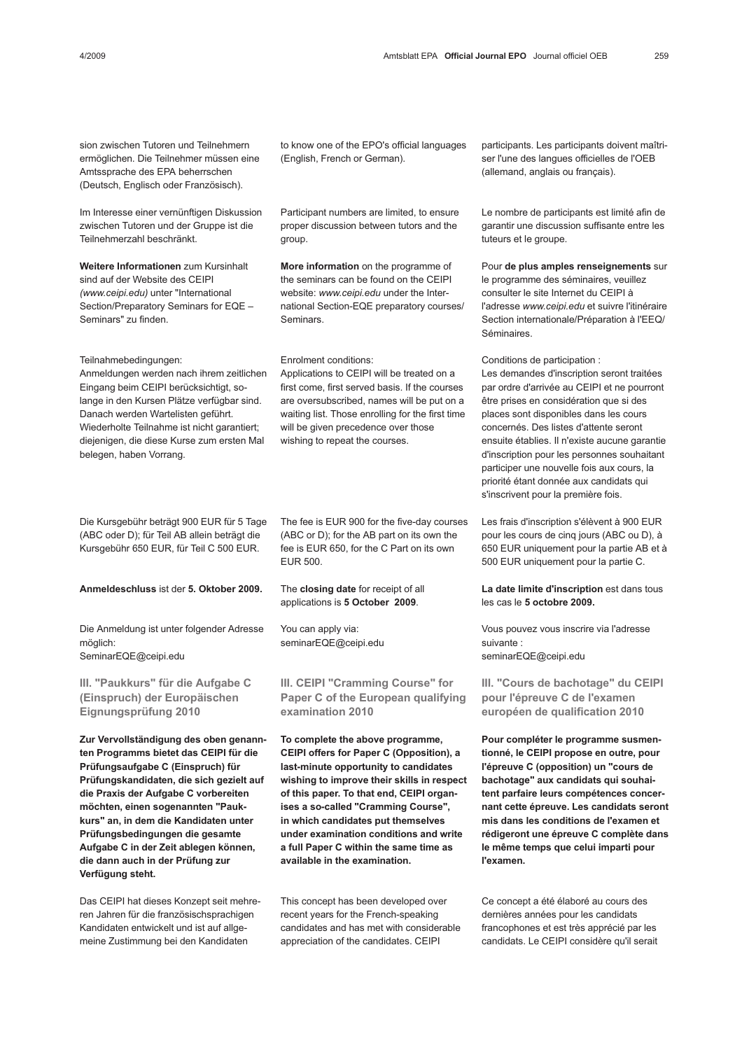sion zwischen Tutoren und Teilnehmern ermöglichen. Die Teilnehmer müssen eine Amtssprache des EPA beherrschen (Deutsch, Englisch oder Französisch).

Im Interesse einer vernünftigen Diskussion zwischen Tutoren und der Gruppe ist die Teilnehmerzahl beschränkt.

**Weitere Informationen** zum Kursinhalt sind auf der Website des CEIPI *(www.ceipi.edu)* unter "International Section/Preparatory Seminars for EQE – Seminars" zu finden.

Teilnahmebedingungen:
Anmeldungen werden nach ihrem zeitlichen Eingang beim CEIPI berücksichtigt, solange in den Kursen Plätze verfügbar sind. Danach werden Wartelisten geführt. Wiederholte Teilnahme ist nicht garantiert; diejenigen, die diese Kurse zum ersten Mal belegen, haben Vorrang.

Die Kursgebühr beträgt 900 EUR für 5 Tage (ABC oder D); für Teil AB allein beträgt die Kursgebühr 650 EUR, für Teil C 500 EUR.

**Anmeldeschluss** ist der **5. Oktober 2009.**

Die Anmeldung ist unter folgender Adresse möglich:
SeminarEQE@ceipi.edu

## III. "Paukkurs" für die Aufgabe C (Einspruch) der Europäischen Eignungsprüfung 2010

**Zur Vervollständigung des oben genannten Programms bietet das CEIPI für die Prüfungsaufgabe C (Einspruch) für Prüfungskandidaten, die sich gezielt auf die Praxis der Aufgabe C vorbereiten möchten, einen sogenannten "Paukkurs" an, in dem die Kandidaten unter Prüfungsbedingungen die gesamte Aufgabe C in der Zeit ablegen können, die dann auch in der Prüfung zur Verfügung steht.**

Das CEIPI hat dieses Konzept seit mehreren Jahren für die französischsprachigen Kandidaten entwickelt und ist auf allgemeine Zustimmung bei den Kandidaten

to know one of the EPO's official languages (English, French or German).

Participant numbers are limited, to ensure proper discussion between tutors and the group.

**More information** on the programme of the seminars can be found on the CEIPI website: *www.ceipi.edu* under the International Section-EQE preparatory courses/ Seminars.

Enrolment conditions:
Applications to CEIPI will be treated on a first come, first served basis. If the courses are oversubscribed, names will be put on a waiting list. Those enrolling for the first time will be given precedence over those wishing to repeat the courses.

The fee is EUR 900 for the five-day courses (ABC or D); for the AB part on its own the fee is EUR 650, for the C Part on its own EUR 500.

The **closing date** for receipt of all applications is **5 October 2009**.

You can apply via:
seminarEQE@ceipi.edu

## III. CEIPI "Cramming Course" for Paper C of the European qualifying examination 2010

**To complete the above programme, CEIPI offers for Paper C (Opposition), a last-minute opportunity to candidates wishing to improve their skills in respect of this paper. To that end, CEIPI organises a so-called "Cramming Course", in which candidates put themselves under examination conditions and write a full Paper C within the same time as available in the examination.**

This concept has been developed over recent years for the French-speaking candidates and has met with considerable appreciation of the candidates. CEIPI

participants. Les participants doivent maîtriser l'une des langues officielles de l'OEB (allemand, anglais ou français).

Le nombre de participants est limité afin de garantir une discussion suffisante entre les tuteurs et le groupe.

Pour **de plus amples renseignements** sur le programme des séminaires, veuillez consulter le site Internet du CEIPI à l'adresse *www.ceipi.edu* et suivre l'itinéraire Section internationale/Préparation à l'EEQ/ Séminaires.

Conditions de participation :
Les demandes d'inscription seront traitées par ordre d'arrivée au CEIPI et ne pourront être prises en considération que si des places sont disponibles dans les cours concernés. Des listes d'attente seront ensuite établies. Il n'existe aucune garantie d'inscription pour les personnes souhaitant participer une nouvelle fois aux cours, la priorité étant donnée aux candidats qui s'inscrivent pour la première fois.

Les frais d'inscription s'élèvent à 900 EUR pour les cours de cinq jours (ABC ou D), à 650 EUR uniquement pour la partie AB et à 500 EUR uniquement pour la partie C.

**La date limite d'inscription** est dans tous les cas le **5 octobre 2009.**

Vous pouvez vous inscrire via l'adresse suivante :
seminarEQE@ceipi.edu

## III. "Cours de bachotage" du CEIPI pour l'épreuve C de l'examen européen de qualification 2010

**Pour compléter le programme susmentionné, le CEIPI propose en outre, pour l'épreuve C (opposition) un "cours de bachotage" aux candidats qui souhaitent parfaire leurs compétences concernant cette épreuve. Les candidats seront mis dans les conditions de l'examen et rédigeront une épreuve C complète dans le même temps que celui imparti pour l'examen.**

Ce concept a été élaboré au cours des dernières années pour les candidats francophones et est très apprécié par les candidats. Le CEIPI considère qu'il serait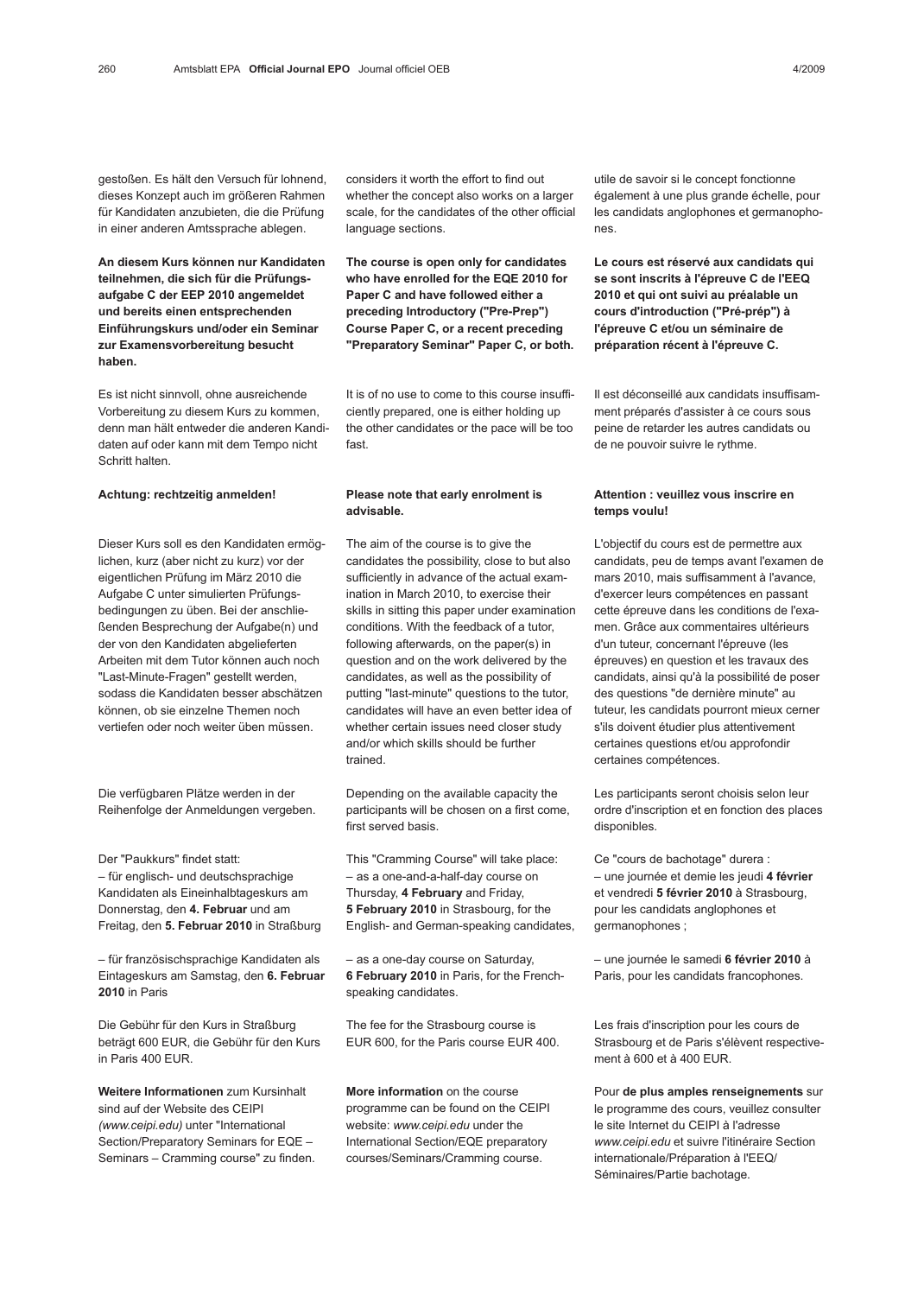gestoßen. Es hält den Versuch für lohnend, dieses Konzept auch im größeren Rahmen für Kandidaten anzubieten, die die Prüfung in einer anderen Amtssprache ablegen.

**An diesem Kurs können nur Kandidaten teilnehmen, die sich für die Prüfungsaufgabe C der EEP 2010 angemeldet und bereits einen entsprechenden Einführungskurs und/oder ein Seminar zur Examensvorbereitung besucht haben.**

Es ist nicht sinnvoll, ohne ausreichende Vorbereitung zu diesem Kurs zu kommen, denn man hält entweder die anderen Kandidaten auf oder kann mit dem Tempo nicht Schritt halten.

**Achtung: rechtzeitig anmelden!**

Dieser Kurs soll es den Kandidaten ermöglichen, kurz (aber nicht zu kurz) vor der eigentlichen Prüfung im März 2010 die Aufgabe C unter simulierten Prüfungsbedingungen zu üben. Bei der anschließenden Besprechung der Aufgabe(n) und der von den Kandidaten abgelieferten Arbeiten mit dem Tutor können auch noch "Last-Minute-Fragen" gestellt werden, sodass die Kandidaten besser abschätzen können, ob sie einzelne Themen noch vertiefen oder noch weiter üben müssen.

Die verfügbaren Plätze werden in der Reihenfolge der Anmeldungen vergeben.

Der "Paukkurs" findet statt:
– für englisch- und deutschsprachige Kandidaten als Eineinhalbtageskurs am Donnerstag, den **4. Februar** und am Freitag, den **5. Februar 2010** in Straßburg

– für französischsprachige Kandidaten als Eintageskurs am Samstag, den **6. Februar 2010** in Paris

Die Gebühr für den Kurs in Straßburg beträgt 600 EUR, die Gebühr für den Kurs in Paris 400 EUR.

**Weitere Informationen** zum Kursinhalt sind auf der Website des CEIPI *(www.ceipi.edu)* unter "International Section/Preparatory Seminars for EQE – Seminars – Cramming course" zu finden.

considers it worth the effort to find out whether the concept also works on a larger scale, for the candidates of the other official language sections.

**The course is open only for candidates who have enrolled for the EQE 2010 for Paper C and have followed either a preceding Introductory ("Pre-Prep") Course Paper C, or a recent preceding "Preparatory Seminar" Paper C, or both.**

It is of no use to come to this course insufficiently prepared, one is either holding up the other candidates or the pace will be too fast.

**Please note that early enrolment is advisable.**

The aim of the course is to give the candidates the possibility, close to but also sufficiently in advance of the actual examination in March 2010, to exercise their skills in sitting this paper under examination conditions. With the feedback of a tutor, following afterwards, on the paper(s) in question and on the work delivered by the candidates, as well as the possibility of putting "last-minute" questions to the tutor, candidates will have an even better idea of whether certain issues need closer study and/or which skills should be further trained.

Depending on the available capacity the participants will be chosen on a first come, first served basis.

This "Cramming Course" will take place:
– as a one-and-a-half-day course on Thursday, **4 February** and Friday, **5 February 2010** in Strasbourg, for the English- and German-speaking candidates,

– as a one-day course on Saturday, **6 February 2010** in Paris, for the French-speaking candidates.

The fee for the Strasbourg course is EUR 600, for the Paris course EUR 400.

**More information** on the course programme can be found on the CEIPI website: *www.ceipi.edu* under the International Section/EQE preparatory courses/Seminars/Cramming course.

utile de savoir si le concept fonctionne également à une plus grande échelle, pour les candidats anglophones et germanophones.

**Le cours est réservé aux candidats qui se sont inscrits à l'épreuve C de l'EEQ 2010 et qui ont suivi au préalable un cours d'introduction ("Pré-prép") à l'épreuve C et/ou un séminaire de préparation récent à l'épreuve C.**

Il est déconseillé aux candidats insuffisamment préparés d'assister à ce cours sous peine de retarder les autres candidats ou de ne pouvoir suivre le rythme.

**Attention : veuillez vous inscrire en temps voulu!**

L'objectif du cours est de permettre aux candidats, peu de temps avant l'examen de mars 2010, mais suffisamment à l'avance, d'exercer leurs compétences en passant cette épreuve dans les conditions de l'examen. Grâce aux commentaires ultérieurs d'un tuteur, concernant l'épreuve (les épreuves) en question et les travaux des candidats, ainsi qu'à la possibilité de poser des questions "de dernière minute" au tuteur, les candidats pourront mieux cerner s'ils doivent étudier plus attentivement certaines questions et/ou approfondir certaines compétences.

Les participants seront choisis selon leur ordre d'inscription et en fonction des places disponibles.

Ce "cours de bachotage" durera :
– une journée et demie les jeudi **4 février** et vendredi **5 février 2010** à Strasbourg, pour les candidats anglophones et germanophones ;

– une journée le samedi **6 février 2010** à Paris, pour les candidats francophones.

Les frais d'inscription pour les cours de Strasbourg et de Paris s'élèvent respectivement à 600 et à 400 EUR.

Pour **de plus amples renseignements** sur le programme des cours, veuillez consulter le site Internet du CEIPI à l'adresse *www.ceipi.edu* et suivre l'itinéraire Section internationale/Préparation à l'EEQ/ Séminaires/Partie bachotage.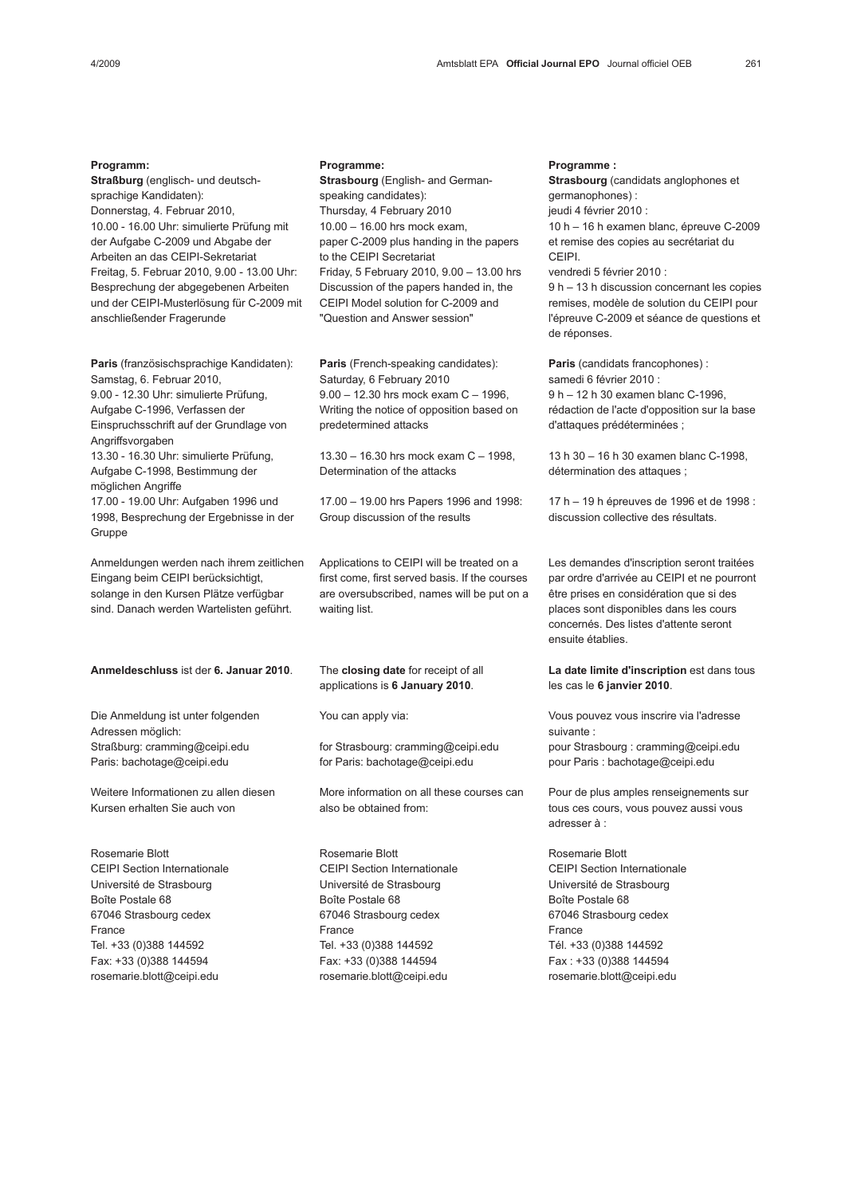**Programm:**
**Straßburg** (englisch- und deutschsprachige Kandidaten):
Donnerstag, 4. Februar 2010,
10.00 - 16.00 Uhr: simulierte Prüfung mit der Aufgabe C-2009 und Abgabe der Arbeiten an das CEIPI-Sekretariat
Freitag, 5. Februar 2010, 9.00 - 13.00 Uhr: Besprechung der abgegebenen Arbeiten und der CEIPI-Musterlösung für C-2009 mit anschließender Fragerunde

**Paris** (französischsprachige Kandidaten):
Samstag, 6. Februar 2010,
9.00 - 12.30 Uhr: simulierte Prüfung, Aufgabe C-1996, Verfassen der Einspruchsschrift auf der Grundlage von Angriffsvorgaben
13.30 - 16.30 Uhr: simulierte Prüfung, Aufgabe C-1998, Bestimmung der möglichen Angriffe
17.00 - 19.00 Uhr: Aufgaben 1996 und 1998, Besprechung der Ergebnisse in der Gruppe

Anmeldungen werden nach ihrem zeitlichen Eingang beim CEIPI berücksichtigt, solange in den Kursen Plätze verfügbar sind. Danach werden Wartelisten geführt.

**Anmeldeschluss** ist der **6. Januar 2010**.

Die Anmeldung ist unter folgenden Adressen möglich:
Straßburg: cramming@ceipi.edu
Paris: bachotage@ceipi.edu

Weitere Informationen zu allen diesen Kursen erhalten Sie auch von

Rosemarie Blott
CEIPI Section Internationale
Université de Strasbourg
Boîte Postale 68
67046 Strasbourg cedex
France
Tel. +33 (0)388 144592
Fax: +33 (0)388 144594
rosemarie.blott@ceipi.edu

**Programme:**
**Strasbourg** (English- and German-speaking candidates):
Thursday, 4 February 2010
10.00 – 16.00 hrs mock exam, paper C-2009 plus handing in the papers to the CEIPI Secretariat
Friday, 5 February 2010, 9.00 – 13.00 hrs Discussion of the papers handed in, the CEIPI Model solution for C-2009 and "Question and Answer session"

**Paris** (French-speaking candidates):
Saturday, 6 February 2010
9.00 – 12.30 hrs mock exam C – 1996, Writing the notice of opposition based on predetermined attacks

13.30 – 16.30 hrs mock exam C – 1998, Determination of the attacks

17.00 – 19.00 hrs Papers 1996 and 1998: Group discussion of the results

Applications to CEIPI will be treated on a first come, first served basis. If the courses are oversubscribed, names will be put on a waiting list.

The **closing date** for receipt of all applications is **6 January 2010**.

You can apply via:

for Strasbourg: cramming@ceipi.edu
for Paris: bachotage@ceipi.edu

More information on all these courses can also be obtained from:

Rosemarie Blott
CEIPI Section Internationale
Université de Strasbourg
Boîte Postale 68
67046 Strasbourg cedex
France
Tel. +33 (0)388 144592
Fax: +33 (0)388 144594
rosemarie.blott@ceipi.edu

**Programme :**
**Strasbourg** (candidats anglophones et germanophones) :
jeudi 4 février 2010 :
10 h – 16 h examen blanc, épreuve C-2009 et remise des copies au secrétariat du CEIPI.
vendredi 5 février 2010 :
9 h – 13 h discussion concernant les copies remises, modèle de solution du CEIPI pour l'épreuve C-2009 et séance de questions et de réponses.

**Paris** (candidats francophones) :
samedi 6 février 2010 :
9 h – 12 h 30 examen blanc C-1996, rédaction de l'acte d'opposition sur la base d'attaques prédéterminées ;

13 h 30 – 16 h 30 examen blanc C-1998, détermination des attaques ;

17 h – 19 h épreuves de 1996 et de 1998 : discussion collective des résultats.

Les demandes d'inscription seront traitées par ordre d'arrivée au CEIPI et ne pourront être prises en considération que si des places sont disponibles dans les cours concernés. Des listes d'attente seront ensuite établies.

**La date limite d'inscription** est dans tous les cas le **6 janvier 2010**.

Vous pouvez vous inscrire via l'adresse suivante :
pour Strasbourg : cramming@ceipi.edu
pour Paris : bachotage@ceipi.edu

Pour de plus amples renseignements sur tous ces cours, vous pouvez aussi vous adresser à :

Rosemarie Blott
CEIPI Section Internationale
Université de Strasbourg
Boîte Postale 68
67046 Strasbourg cedex
France
Tél. +33 (0)388 144592
Fax : +33 (0)388 144594
rosemarie.blott@ceipi.edu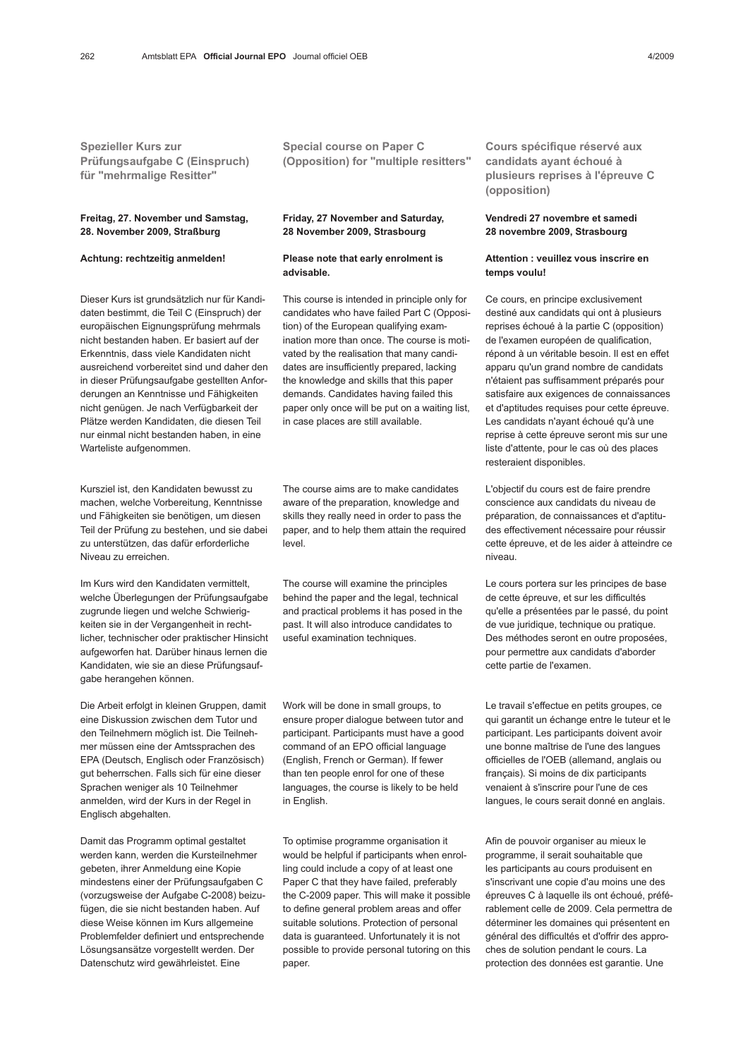## Spezieller Kurs zur Prüfungsaufgabe C (Einspruch) für "mehrmalige Resitter"

**Freitag, 27. November und Samstag, 28. November 2009, Straßburg**

**Achtung: rechtzeitig anmelden!**

Dieser Kurs ist grundsätzlich nur für Kandidaten bestimmt, die Teil C (Einspruch) der europäischen Eignungsprüfung mehrmals nicht bestanden haben. Er basiert auf der Erkenntnis, dass viele Kandidaten nicht ausreichend vorbereitet sind und daher den in dieser Prüfungsaufgabe gestellten Anforderungen an Kenntnisse und Fähigkeiten nicht genügen. Je nach Verfügbarkeit der Plätze werden Kandidaten, die diesen Teil nur einmal nicht bestanden haben, in eine Warteliste aufgenommen.

Kursziel ist, den Kandidaten bewusst zu machen, welche Vorbereitung, Kenntnisse und Fähigkeiten sie benötigen, um diesen Teil der Prüfung zu bestehen, und sie dabei zu unterstützen, das dafür erforderliche Niveau zu erreichen.

Im Kurs wird den Kandidaten vermittelt, welche Überlegungen der Prüfungsaufgabe zugrunde liegen und welche Schwierigkeiten sie in der Vergangenheit in rechtlicher, technischer oder praktischer Hinsicht aufgeworfen hat. Darüber hinaus lernen die Kandidaten, wie sie an diese Prüfungsaufgabe herangehen können.

Die Arbeit erfolgt in kleinen Gruppen, damit eine Diskussion zwischen dem Tutor und den Teilnehmern möglich ist. Die Teilnehmer müssen eine der Amtssprachen des EPA (Deutsch, Englisch oder Französisch) gut beherrschen. Falls sich für eine dieser Sprachen weniger als 10 Teilnehmer anmelden, wird der Kurs in der Regel in Englisch abgehalten.

Damit das Programm optimal gestaltet werden kann, werden die Kursteilnehmer gebeten, ihrer Anmeldung eine Kopie mindestens einer der Prüfungsaufgaben C (vorzugsweise der Aufgabe C-2008) beizufügen, die sie nicht bestanden haben. Auf diese Weise können im Kurs allgemeine Problemfelder definiert und entsprechende Lösungsansätze vorgestellt werden. Der Datenschutz wird gewährleistet. Eine

## Special course on Paper C (Opposition) for "multiple resitters"

**Friday, 27 November and Saturday, 28 November 2009, Strasbourg**

**Please note that early enrolment is advisable.**

This course is intended in principle only for candidates who have failed Part C (Opposition) of the European qualifying examination more than once. The course is motivated by the realisation that many candidates are insufficiently prepared, lacking the knowledge and skills that this paper demands. Candidates having failed this paper only once will be put on a waiting list, in case places are still available.

The course aims are to make candidates aware of the preparation, knowledge and skills they really need in order to pass the paper, and to help them attain the required level.

The course will examine the principles behind the paper and the legal, technical and practical problems it has posed in the past. It will also introduce candidates to useful examination techniques.

Work will be done in small groups, to ensure proper dialogue between tutor and participant. Participants must have a good command of an EPO official language (English, French or German). If fewer than ten people enrol for one of these languages, the course is likely to be held in English.

To optimise programme organisation it would be helpful if participants when enrolling could include a copy of at least one Paper C that they have failed, preferably the C-2009 paper. This will make it possible to define general problem areas and offer suitable solutions. Protection of personal data is guaranteed. Unfortunately it is not possible to provide personal tutoring on this paper.

## Cours spécifique réservé aux candidats ayant échoué à plusieurs reprises à l'épreuve C (opposition)

**Vendredi 27 novembre et samedi 28 novembre 2009, Strasbourg**

**Attention : veuillez vous inscrire en temps voulu!**

Ce cours, en principe exclusivement destiné aux candidats qui ont à plusieurs reprises échoué à la partie C (opposition) de l'examen européen de qualification, répond à un véritable besoin. Il est en effet apparu qu'un grand nombre de candidats n'étaient pas suffisamment préparés pour satisfaire aux exigences de connaissances et d'aptitudes requises pour cette épreuve. Les candidats n'ayant échoué qu'à une reprise à cette épreuve seront mis sur une liste d'attente, pour le cas où des places resteraient disponibles.

L'objectif du cours est de faire prendre conscience aux candidats du niveau de préparation, de connaissances et d'aptitudes effectivement nécessaire pour réussir cette épreuve, et de les aider à atteindre ce niveau.

Le cours portera sur les principes de base de cette épreuve, et sur les difficultés qu'elle a présentées par le passé, du point de vue juridique, technique ou pratique. Des méthodes seront en outre proposées, pour permettre aux candidats d'aborder cette partie de l'examen.

Le travail s'effectue en petits groupes, ce qui garantit un échange entre le tuteur et le participant. Les participants doivent avoir une bonne maîtrise de l'une des langues officielles de l'OEB (allemand, anglais ou français). Si moins de dix participants venaient à s'inscrire pour l'une de ces langues, le cours serait donné en anglais.

Afin de pouvoir organiser au mieux le programme, il serait souhaitable que les participants au cours produisent en s'inscrivant une copie d'au moins une des épreuves C à laquelle ils ont échoué, préférablement celle de 2009. Cela permettra de déterminer les domaines qui présentent en général des difficultés et d'offrir des approches de solution pendant le cours. La protection des données est garantie. Une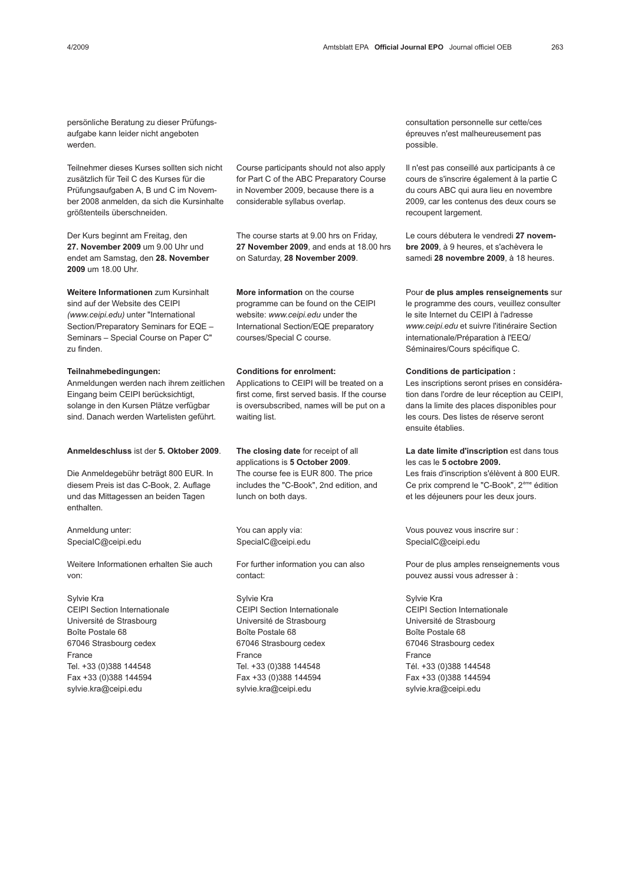persönliche Beratung zu dieser Prüfungsaufgabe kann leider nicht angeboten werden.

Teilnehmer dieses Kurses sollten sich nicht zusätzlich für Teil C des Kurses für die Prüfungsaufgaben A, B und C im November 2008 anmelden, da sich die Kursinhalte größtenteils überschneiden.

Der Kurs beginnt am Freitag, den **27. November 2009** um 9.00 Uhr und endet am Samstag, den **28. November 2009** um 18.00 Uhr.

**Weitere Informationen** zum Kursinhalt sind auf der Website des CEIPI *(www.ceipi.edu)* unter "International Section/Preparatory Seminars for EQE – Seminars – Special Course on Paper C" zu finden.

**Teilnahmebedingungen:**
Anmeldungen werden nach ihrem zeitlichen Eingang beim CEIPI berücksichtigt, solange in den Kursen Plätze verfügbar sind. Danach werden Wartelisten geführt.

**Anmeldeschluss** ist der **5. Oktober 2009**.

Die Anmeldegebühr beträgt 800 EUR. In diesem Preis ist das C-Book, 2. Auflage und das Mittagessen an beiden Tagen enthalten.

Anmeldung unter:
SpecialC@ceipi.edu

Weitere Informationen erhalten Sie auch von:

Sylvie Kra
CEIPI Section Internationale
Université de Strasbourg
Boîte Postale 68
67046 Strasbourg cedex
France
Tel. +33 (0)388 144548
Fax +33 (0)388 144594
sylvie.kra@ceipi.edu

Course participants should not also apply for Part C of the ABC Preparatory Course in November 2009, because there is a considerable syllabus overlap.

The course starts at 9.00 hrs on Friday, **27 November 2009**, and ends at 18.00 hrs on Saturday, **28 November 2009**.

**More information** on the course programme can be found on the CEIPI website: *www.ceipi.edu* under the International Section/EQE preparatory courses/Special C course.

**Conditions for enrolment:**
Applications to CEIPI will be treated on a first come, first served basis. If the course is oversubscribed, names will be put on a waiting list.

**The closing date** for receipt of all applications is **5 October 2009**.
The course fee is EUR 800. The price includes the "C-Book", 2nd edition, and lunch on both days.

You can apply via:
SpecialC@ceipi.edu

For further information you can also contact:

Sylvie Kra
CEIPI Section Internationale
Université de Strasbourg
Boîte Postale 68
67046 Strasbourg cedex
France
Tel. +33 (0)388 144548
Fax +33 (0)388 144594
sylvie.kra@ceipi.edu

consultation personnelle sur cette/ces épreuves n'est malheureusement pas possible.

Il n'est pas conseillé aux participants à ce cours de s'inscrire également à la partie C du cours ABC qui aura lieu en novembre 2009, car les contenus des deux cours se recoupent largement.

Le cours débutera le vendredi **27 novembre 2009**, à 9 heures, et s'achèvera le samedi **28 novembre 2009**, à 18 heures.

Pour **de plus amples renseignements** sur le programme des cours, veuillez consulter le site Internet du CEIPI à l'adresse *www.ceipi.edu* et suivre l'itinéraire Section internationale/Préparation à l'EEQ/Séminaires/Cours spécifique C.

**Conditions de participation :**
Les inscriptions seront prises en considération dans l'ordre de leur réception au CEIPI, dans la limite des places disponibles pour les cours. Des listes de réserve seront ensuite établies.

**La date limite d'inscription** est dans tous les cas le **5 octobre 2009.**
Les frais d'inscription s'élèvent à 800 EUR. Ce prix comprend le "C-Book", 2ème édition et les déjeuners pour les deux jours.

Vous pouvez vous inscrire sur :
SpecialC@ceipi.edu

Pour de plus amples renseignements vous pouvez aussi vous adresser à :

Sylvie Kra
CEIPI Section Internationale
Université de Strasbourg
Boîte Postale 68
67046 Strasbourg cedex
France
Tél. +33 (0)388 144548
Fax +33 (0)388 144594
sylvie.kra@ceipi.edu